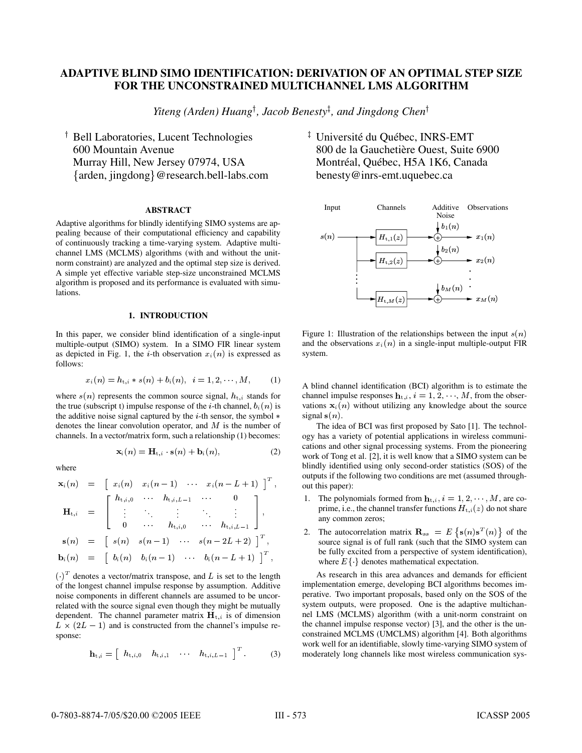# ADAPTIVE BLIND SIMO IDENTIFICATION: DERIVATION OF AN OPTIMAL STEP SIZE FOR THE UNCONSTRAINED MULTICHANNEL LMS ALGORITHM

*Yiteng (Arden) Huang*[†], *Jacob Benesty*[‡], *and Jingdong Chen*[†]

[†] Bell Laboratories, Lucent Technologies
600 Mountain Avenue
Murray Hill, New Jersey 07974, USA
{arden, jingdong}@research.bell-labs.com

[‡] Université du Québec, INRS-EMT
800 de la Gauchetière Ouest, Suite 6900
Montréal, Québec, H5A 1K6, Canada
benesty@inrs-emt.uquebec.ca

### ABSTRACT

Adaptive algorithms for blindly identifying SIMO systems are appealing because of their computational efficiency and capability of continuously tracking a time-varying system. Adaptive multichannel LMS (MCLMS) algorithms (with and without the unit-norm constraint) are analyzed and the optimal step size is derived. A simple yet effective variable step-size unconstrained MCLMS algorithm is proposed and its performance is evaluated with simulations.

## 1. INTRODUCTION

In this paper, we consider blind identification of a single-input multiple-output (SIMO) system. In a SIMO FIR linear system as depicted in Fig. 1, the $i$-th observation $x_i(n)$ is expressed as follows:

$$x_i(n) = h_{\mathrm{t},i} * s(n) + b_i(n), \quad i = 1, 2, \cdots, M, \tag{1}$$

where $s(n)$ represents the common source signal, $h_{\mathrm{t},i}$ stands for the true (subscript t) impulse response of the $i$-th channel, $b_i(n)$ is the additive noise signal captured by the $i$-th sensor, the symbol $*$ denotes the linear convolution operator, and $M$ is the number of channels. In a vector/matrix form, such a relationship (1) becomes:

$$\mathbf{x}_i(n) = \mathbf{H}_{\mathrm{t},i} \cdot \mathbf{s}(n) + \mathbf{b}_i(n), \tag{2}$$

where

$$\begin{aligned}
\mathbf{x}_i(n) &= \begin{bmatrix} x_i(n) & x_i(n-1) & \cdots & x_i(n-L+1) \end{bmatrix}^T, \\
\mathbf{H}_{\mathrm{t},i} &= \begin{bmatrix} h_{\mathrm{t},i,0} & \cdots & h_{\mathrm{t},i,L-1} & \cdots & 0 \\ \vdots & \ddots & \vdots & \ddots & \vdots \\ 0 & \cdots & h_{\mathrm{t},i,0} & \cdots & h_{\mathrm{t},i,L-1} \end{bmatrix}, \\
\mathbf{s}(n) &= \begin{bmatrix} s(n) & s(n-1) & \cdots & s(n-2L+2) \end{bmatrix}^T, \\
\mathbf{b}_i(n) &= \begin{bmatrix} b_i(n) & b_i(n-1) & \cdots & b_i(n-L+1) \end{bmatrix}^T,
\end{aligned}$$

$(\cdot)^T$ denotes a vector/matrix transpose, and $L$ is set to the length of the longest channel impulse response by assumption. Additive noise components in different channels are assumed to be uncorrelated with the source signal even though they might be mutually dependent. The channel parameter matrix $\mathbf{H}_{\mathrm{t},i}$ is of dimension $L \times (2L-1)$ and is constructed from the channel's impulse response:

$$\mathbf{h}_{\mathrm{t},i} = \begin{bmatrix} h_{\mathrm{t},i,0} & h_{\mathrm{t},i,1} & \cdots & h_{\mathrm{t},i,L-1} \end{bmatrix}^T. \tag{3}$$

Figure 1: Illustration of the relationships between the input $s(n)$ and the observations $x_i(n)$ in a single-input multiple-output FIR system.

A blind channel identification (BCI) algorithm is to estimate the channel impulse responses $\mathbf{h}_{\mathrm{t},i}$, $i = 1, 2, \cdots, M$, from the observations $\mathbf{x}_i(n)$ without utilizing any knowledge about the source signal $\mathbf{s}(n)$.

The idea of BCI was first proposed by Sato [1]. The technology has a variety of potential applications in wireless communications and other signal processing systems. From the pioneering work of Tong et al. [2], it is well know that a SIMO system can be blindly identified using only second-order statistics (SOS) of the outputs if the following two conditions are met (assumed throughout this paper):

1. The polynomials formed from $\mathbf{h}_{\mathrm{t},i}$, $i = 1, 2, \cdots, M$, are co-prime, i.e., the channel transfer functions $H_{\mathrm{t},i}(z)$ do not share any common zeros;
2. The autocorrelation matrix $\mathbf{R}_{ss} = E\left\{\mathbf{s}(n)\mathbf{s}^T(n)\right\}$ of the source signal is of full rank (such that the SIMO system can be fully excited from a perspective of system identification), where $E\{\cdot\}$ denotes mathematical expectation.

As research in this area advances and demands for efficient implementation emerge, developing BCI algorithms becomes imperative. Two important proposals, based only on the SOS of the system outputs, were proposed. One is the adaptive multichannel LMS (MCLMS) algorithm (with a unit-norm constraint on the channel impulse response vector) [3], and the other is the unconstrained MCLMS (UMCLMS) algorithm [4]. Both algorithms work well for an identifiable, slowly time-varying SIMO system of moderately long channels like most wireless communication sys-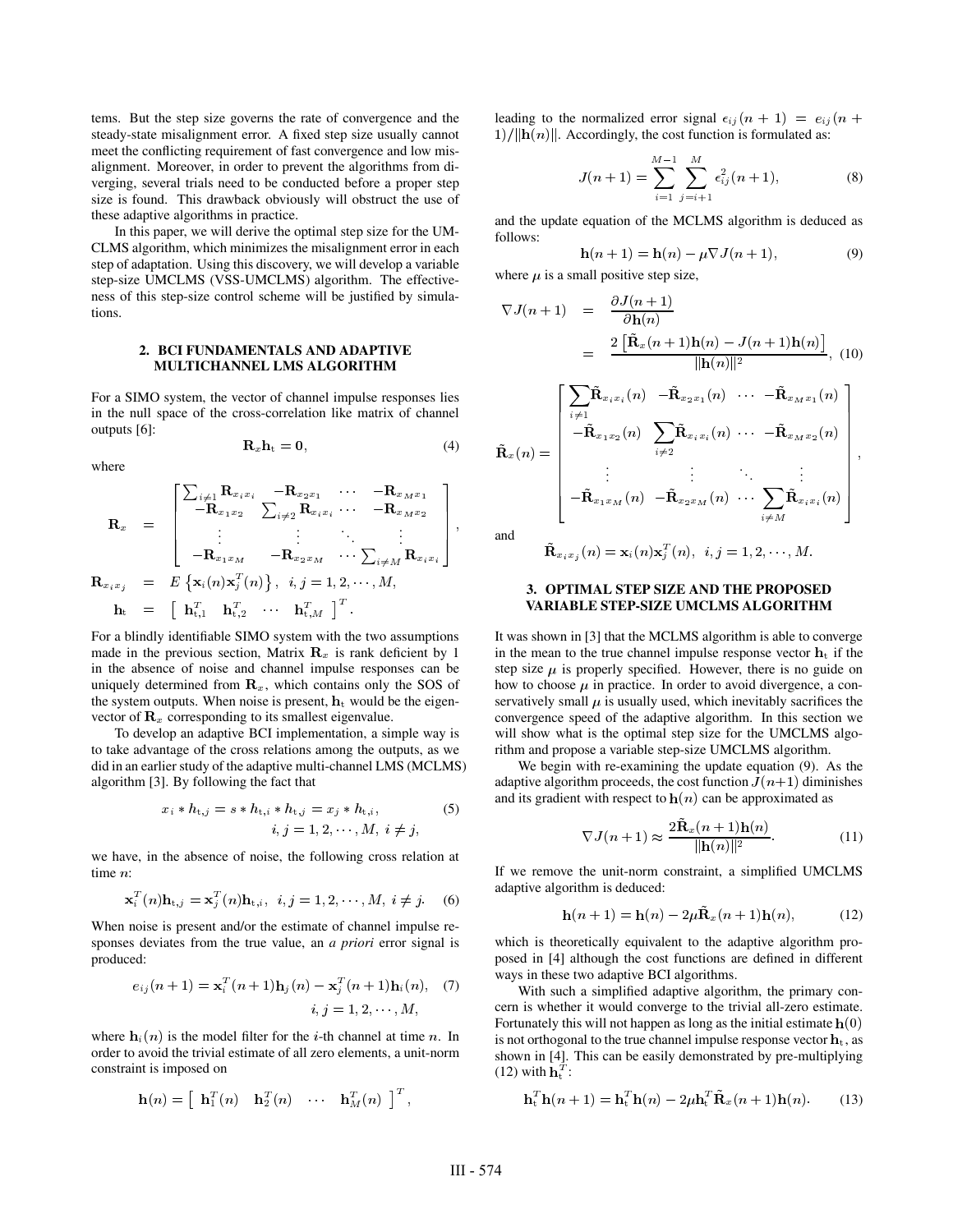tems. But the step size governs the rate of convergence and the steady-state misalignment error. A fixed step size usually cannot meet the conflicting requirement of fast convergence and low misalignment. Moreover, in order to prevent the algorithms from diverging, several trials need to be conducted before a proper step size is found. This drawback obviously will obstruct the use of these adaptive algorithms in practice.

In this paper, we will derive the optimal step size for the UMCLMS algorithm, which minimizes the misalignment error in each step of adaptation. Using this discovery, we will develop a variable step-size UMCLMS (VSS-UMCLMS) algorithm. The effectiveness of this step-size control scheme will be justified by simulations.

## 2. BCI FUNDAMENTALS AND ADAPTIVE MULTICHANNEL LMS ALGORITHM

For a SIMO system, the vector of channel impulse responses lies in the null space of the cross-correlation like matrix of channel outputs [6]:

$$\mathbf{R}_x \mathbf{h}_\mathrm{t} = \mathbf{0}, \tag{4}$$

where

$$\begin{aligned}
\mathbf{R}_x &= \begin{bmatrix} \sum_{i\neq 1} \mathbf{R}_{x_i x_i} & -\mathbf{R}_{x_2 x_1} & \cdots & -\mathbf{R}_{x_M x_1} \\ -\mathbf{R}_{x_1 x_2} & \sum_{i\neq 2} \mathbf{R}_{x_i x_i} & \cdots & -\mathbf{R}_{x_M x_2} \\ \vdots & \vdots & \ddots & \vdots \\ -\mathbf{R}_{x_1 x_M} & -\mathbf{R}_{x_2 x_M} & \cdots & \sum_{i\neq M} \mathbf{R}_{x_i x_i} \end{bmatrix}, \\
\mathbf{R}_{x_i x_j} &= E\left\{\mathbf{x}_i(n)\mathbf{x}_j^T(n)\right\}, \;\; i,j = 1,2,\cdots,M, \\
\mathbf{h}_\mathrm{t} &= \left[\begin{array}{cccc} \mathbf{h}_{\mathrm{t},1}^T & \mathbf{h}_{\mathrm{t},2}^T & \cdots & \mathbf{h}_{\mathrm{t},M}^T \end{array}\right]^T.
\end{aligned}$$

For a blindly identifiable SIMO system with the two assumptions made in the previous section, Matrix $\mathbf{R}_x$ is rank deficient by 1 in the absence of noise and channel impulse responses can be uniquely determined from $\mathbf{R}_x$, which contains only the SOS of the system outputs. When noise is present, $\mathbf{h}_\mathrm{t}$ would be the eigenvector of $\mathbf{R}_x$ corresponding to its smallest eigenvalue.

To develop an adaptive BCI implementation, a simple way is to take advantage of the cross relations among the outputs, as we did in an earlier study of the adaptive multi-channel LMS (MCLMS) algorithm [3]. By following the fact that

$$x_i * h_{\mathrm{t},j} = s * h_{\mathrm{t},i} * h_{\mathrm{t},j} = x_j * h_{\mathrm{t},i}, \quad i,j = 1,2,\cdots,M,\; i \neq j, \tag{5}$$

we have, in the absence of noise, the following cross relation at time $n$:

$$\mathbf{x}_i^T(n)\mathbf{h}_{\mathrm{t},j} = \mathbf{x}_j^T(n)\mathbf{h}_{\mathrm{t},i}, \;\; i,j = 1,2,\cdots,M,\; i \neq j. \tag{6}$$

When noise is present and/or the estimate of channel impulse responses deviates from the true value, an *a priori* error signal is produced:

$$e_{ij}(n+1) = \mathbf{x}_i^T(n+1)\mathbf{h}_j(n) - \mathbf{x}_j^T(n+1)\mathbf{h}_i(n), \quad i,j = 1,2,\cdots,M, \tag{7}$$

where $\mathbf{h}_i(n)$ is the model filter for the $i$-th channel at time $n$. In order to avoid the trivial estimate of all zero elements, a unit-norm constraint is imposed on

$$\mathbf{h}(n) = \left[\begin{array}{cccc} \mathbf{h}_1^T(n) & \mathbf{h}_2^T(n) & \cdots & \mathbf{h}_M^T(n) \end{array}\right]^T,$$

leading to the normalized error signal $\epsilon_{ij}(n+1) = e_{ij}(n+1)/\|\mathbf{h}(n)\|$. Accordingly, the cost function is formulated as:

$$J(n+1) = \sum_{i=1}^{M-1} \sum_{j=i+1}^{M} \epsilon_{ij}^2(n+1), \tag{8}$$

and the update equation of the MCLMS algorithm is deduced as follows:

$$\mathbf{h}(n+1) = \mathbf{h}(n) - \mu \nabla J(n+1), \tag{9}$$

where $\mu$ is a small positive step size,

$$\begin{aligned}
\nabla J(n+1) &= \frac{\partial J(n+1)}{\partial \mathbf{h}(n)} \\
&= \frac{2\left[\tilde{\mathbf{R}}_x(n+1)\mathbf{h}(n) - J(n+1)\mathbf{h}(n)\right]}{\|\mathbf{h}(n)\|^2},
\end{aligned} \tag{10}$$

$$\tilde{\mathbf{R}}_x(n) = \begin{bmatrix} \sum\limits_{i\neq 1} \tilde{\mathbf{R}}_{x_i x_i}(n) & -\tilde{\mathbf{R}}_{x_2 x_1}(n) & \cdots & -\tilde{\mathbf{R}}_{x_M x_1}(n) \\ -\tilde{\mathbf{R}}_{x_1 x_2}(n) & \sum\limits_{i\neq 2} \tilde{\mathbf{R}}_{x_i x_i}(n) & \cdots & -\tilde{\mathbf{R}}_{x_M x_2}(n) \\ \vdots & \vdots & \ddots & \vdots \\ -\tilde{\mathbf{R}}_{x_1 x_M}(n) & -\tilde{\mathbf{R}}_{x_2 x_M}(n) & \cdots & \sum\limits_{i\neq M} \tilde{\mathbf{R}}_{x_i x_i}(n) \end{bmatrix},$$

and

$$\tilde{\mathbf{R}}_{x_i x_j}(n) = \mathbf{x}_i(n)\mathbf{x}_j^T(n), \;\; i,j = 1,2,\cdots,M.$$

## 3. OPTIMAL STEP SIZE AND THE PROPOSED VARIABLE STEP-SIZE UMCLMS ALGORITHM

It was shown in [3] that the MCLMS algorithm is able to converge in the mean to the true channel impulse response vector $\mathbf{h}_\mathrm{t}$ if the step size $\mu$ is properly specified. However, there is no guide on how to choose $\mu$ in practice. In order to avoid divergence, a conservatively small $\mu$ is usually used, which inevitably sacrifices the convergence speed of the adaptive algorithm. In this section we will show what is the optimal step size for the UMCLMS algorithm and propose a variable step-size UMCLMS algorithm.

We begin with re-examining the update equation (9). As the adaptive algorithm proceeds, the cost function $J(n+1)$ diminishes and its gradient with respect to $\mathbf{h}(n)$ can be approximated as

$$\nabla J(n+1) \approx \frac{2\tilde{\mathbf{R}}_x(n+1)\mathbf{h}(n)}{\|\mathbf{h}(n)\|^2}. \tag{11}$$

If we remove the unit-norm constraint, a simplified UMCLMS adaptive algorithm is deduced:

$$\mathbf{h}(n+1) = \mathbf{h}(n) - 2\mu \tilde{\mathbf{R}}_x(n+1)\mathbf{h}(n), \tag{12}$$

which is theoretically equivalent to the adaptive algorithm proposed in [4] although the cost functions are defined in different ways in these two adaptive BCI algorithms.

With such a simplified adaptive algorithm, the primary concern is whether it would converge to the trivial all-zero estimate. Fortunately this will not happen as long as the initial estimate $\mathbf{h}(0)$ is not orthogonal to the true channel impulse response vector $\mathbf{h}_\mathrm{t}$, as shown in [4]. This can be easily demonstrated by pre-multiplying (12) with $\mathbf{h}_\mathrm{t}^T$:

$$\mathbf{h}_\mathrm{t}^T \mathbf{h}(n+1) = \mathbf{h}_\mathrm{t}^T \mathbf{h}(n) - 2\mu \mathbf{h}_\mathrm{t}^T \tilde{\mathbf{R}}_x(n+1)\mathbf{h}(n). \tag{13}$$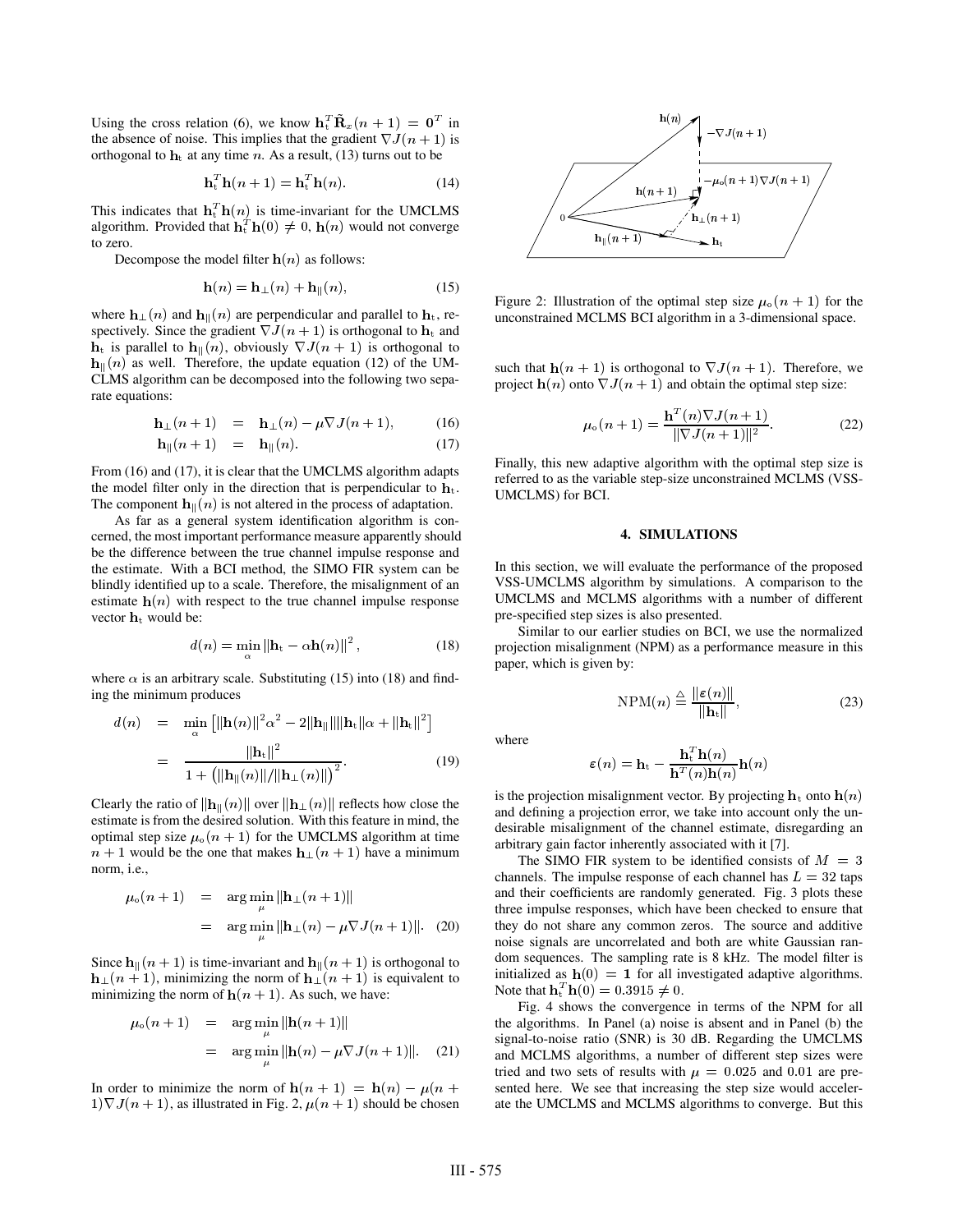Using the cross relation (6), we know $\mathbf{h}_t^T \tilde{\mathbf{R}}_x(n+1) = \mathbf{0}^T$ in the absence of noise. This implies that the gradient $\nabla J(n+1)$ is orthogonal to $\mathbf{h}_t$ at any time $n$. As a result, (13) turns out to be

$$\mathbf{h}_t^T \mathbf{h}(n+1) = \mathbf{h}_t^T \mathbf{h}(n). \tag{14}$$

This indicates that $\mathbf{h}_t^T \mathbf{h}(n)$ is time-invariant for the UMCLMS algorithm. Provided that $\mathbf{h}_t^T \mathbf{h}(0) \neq 0$, $\mathbf{h}(n)$ would not converge to zero.

Decompose the model filter $\mathbf{h}(n)$ as follows:

$$\mathbf{h}(n) = \mathbf{h}_\perp(n) + \mathbf{h}_\parallel(n), \tag{15}$$

where $\mathbf{h}_\perp(n)$ and $\mathbf{h}_\parallel(n)$ are perpendicular and parallel to $\mathbf{h}_t$, respectively. Since the gradient $\nabla J(n+1)$ is orthogonal to $\mathbf{h}_t$ and $\mathbf{h}_t$ is parallel to $\mathbf{h}_\parallel(n)$, obviously $\nabla J(n+1)$ is orthogonal to $\mathbf{h}_\parallel(n)$ as well. Therefore, the update equation (12) of the UMCLMS algorithm can be decomposed into the following two separate equations:

$$\begin{aligned}
\mathbf{h}_\perp(n+1) &= \mathbf{h}_\perp(n) - \mu \nabla J(n+1), && (16)\\
\mathbf{h}_\parallel(n+1) &= \mathbf{h}_\parallel(n). && (17)
\end{aligned}$$

From (16) and (17), it is clear that the UMCLMS algorithm adapts the model filter only in the direction that is perpendicular to $\mathbf{h}_t$. The component $\mathbf{h}_\parallel(n)$ is not altered in the process of adaptation.

As far as a general system identification algorithm is concerned, the most important performance measure apparently should be the difference between the true channel impulse response and the estimate. With a BCI method, the SIMO FIR system can be blindly identified up to a scale. Therefore, the misalignment of an estimate $\mathbf{h}(n)$ with respect to the true channel impulse response vector $\mathbf{h}_t$ would be:

$$d(n) = \min_\alpha \|\mathbf{h}_t - \alpha \mathbf{h}(n)\|^2, \tag{18}$$

where $\alpha$ is an arbitrary scale. Substituting (15) into (18) and finding the minimum produces

$$\begin{aligned}
d(n) &= \min_\alpha \left[ \|\mathbf{h}(n)\|^2 \alpha^2 - 2\|\mathbf{h}_\parallel\| \|\mathbf{h}_t\| \alpha + \|\mathbf{h}_t\|^2 \right] \\
&= \frac{\|\mathbf{h}_t\|^2}{1 + \left( \|\mathbf{h}_\parallel(n)\| / \|\mathbf{h}_\perp(n)\| \right)^2}. && (19)
\end{aligned}$$

Clearly the ratio of $\|\mathbf{h}_\parallel(n)\|$ over $\|\mathbf{h}_\perp(n)\|$ reflects how close the estimate is from the desired solution. With this feature in mind, the optimal step size $\mu_o(n+1)$ for the UMCLMS algorithm at time $n+1$ would be the one that makes $\mathbf{h}_\perp(n+1)$ have a minimum norm, i.e.,

$$\begin{aligned}
\mu_o(n+1) &= \arg\min_\mu \|\mathbf{h}_\perp(n+1)\| \\
&= \arg\min_\mu \|\mathbf{h}_\perp(n) - \mu \nabla J(n+1)\|. && (20)
\end{aligned}$$

Since $\mathbf{h}_\parallel(n+1)$ is time-invariant and $\mathbf{h}_\parallel(n+1)$ is orthogonal to $\mathbf{h}_\perp(n+1)$, minimizing the norm of $\mathbf{h}_\perp(n+1)$ is equivalent to minimizing the norm of $\mathbf{h}(n+1)$. As such, we have:

$$\begin{aligned}
\mu_o(n+1) &= \arg\min_\mu \|\mathbf{h}(n+1)\| \\
&= \arg\min_\mu \|\mathbf{h}(n) - \mu \nabla J(n+1)\|. && (21)
\end{aligned}$$

In order to minimize the norm of $\mathbf{h}(n+1) = \mathbf{h}(n) - \mu(n+1)\nabla J(n+1)$, as illustrated in Fig. 2, $\mu(n+1)$ should be chosen such that $\mathbf{h}(n+1)$ is orthogonal to $\nabla J(n+1)$. Therefore, we project $\mathbf{h}(n)$ onto $\nabla J(n+1)$ and obtain the optimal step size:

$$\mu_o(n+1) = \frac{\mathbf{h}^T(n) \nabla J(n+1)}{\|\nabla J(n+1)\|^2}. \tag{22}$$

Figure 2: Illustration of the optimal step size $\mu_o(n+1)$ for the unconstrained MCLMS BCI algorithm in a 3-dimensional space.

Finally, this new adaptive algorithm with the optimal step size is referred to as the variable step-size unconstrained MCLMS (VSS-UMCLMS) for BCI.

## 4. SIMULATIONS

In this section, we will evaluate the performance of the proposed VSS-UMCLMS algorithm by simulations. A comparison to the UMCLMS and MCLMS algorithms with a number of different pre-specified step sizes is also presented.

Similar to our earlier studies on BCI, we use the normalized projection misalignment (NPM) as a performance measure in this paper, which is given by:

$$\text{NPM}(n) \triangleq \frac{\|\boldsymbol{\varepsilon}(n)\|}{\|\mathbf{h}_t\|}, \tag{23}$$

where

$$\boldsymbol{\varepsilon}(n) = \mathbf{h}_t - \frac{\mathbf{h}_t^T \mathbf{h}(n)}{\mathbf{h}^T(n)\mathbf{h}(n)} \mathbf{h}(n)$$

is the projection misalignment vector. By projecting $\mathbf{h}_t$ onto $\mathbf{h}(n)$ and defining a projection error, we take into account only the undesirable misalignment of the channel estimate, disregarding an arbitrary gain factor inherently associated with it [7].

The SIMO FIR system to be identified consists of $M = 3$ channels. The impulse response of each channel has $L = 32$ taps and their coefficients are randomly generated. Fig. 3 plots these three impulse responses, which have been checked to ensure that they do not share any common zeros. The source and additive noise signals are uncorrelated and both are white Gaussian random sequences. The sampling rate is 8 kHz. The model filter is initialized as $\mathbf{h}(0) = \mathbf{1}$ for all investigated adaptive algorithms. Note that $\mathbf{h}_t^T \mathbf{h}(0) = 0.3915 \neq 0$.

Fig. 4 shows the convergence in terms of the NPM for all the algorithms. In Panel (a) noise is absent and in Panel (b) the signal-to-noise ratio (SNR) is 30 dB. Regarding the UMCLMS and MCLMS algorithms, a number of different step sizes were tried and two sets of results with $\mu = 0.025$ and $0.01$ are presented here. We see that increasing the step size would accelerate the UMCLMS and MCLMS algorithms to converge. But this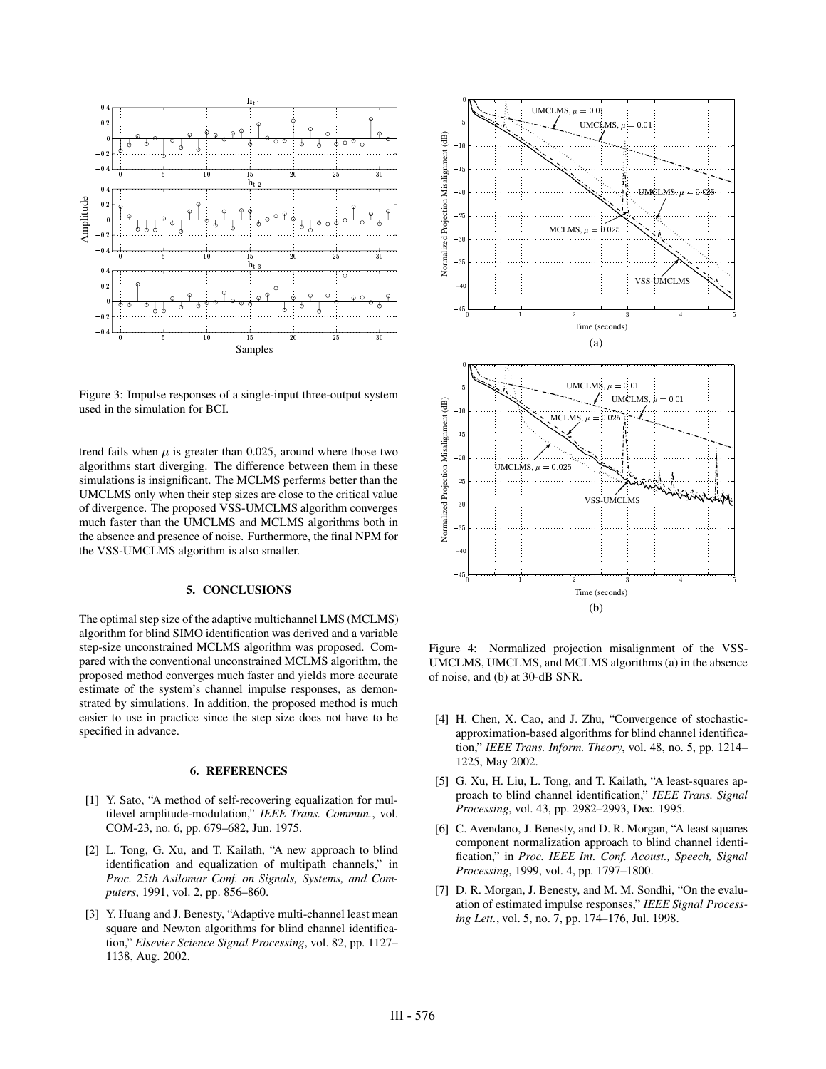$\mathbf{h}_{1,1}$

0.4
0.2
0
−0.2
−0.4

0 5 10 15 20 25 30

$\mathbf{h}_{1,2}$

0.4
0.2
0
−0.2
−0.4

0 5 10 15 20 25 30

$\mathbf{h}_{1,3}$

0.4
0.2
0
−0.2
−0.4

0 5 10 15 20 25 30

Amplitude

Samples

Figure 3: Impulse responses of a single-input three-output system used in the simulation for BCI.

trend fails when $\mu$ is greater than 0.025, around where those two algorithms start diverging. The difference between them in these simulations is insignificant. The MCLMS performs better than the UMCLMS only when their step sizes are close to the critical value of divergence. The proposed VSS-UMCLMS algorithm converges much faster than the UMCLMS and MCLMS algorithms both in the absence and presence of noise. Furthermore, the final NPM for the VSS-UMCLMS algorithm is also smaller.

## 5. CONCLUSIONS

The optimal step size of the adaptive multichannel LMS (MCLMS) algorithm for blind SIMO identification was derived and a variable step-size unconstrained MCLMS algorithm was proposed. Compared with the conventional unconstrained MCLMS algorithm, the proposed method converges much faster and yields more accurate estimate of the system's channel impulse responses, as demonstrated by simulations. In addition, the proposed method is much easier to use in practice since the step size does not have to be specified in advance.

## 6. REFERENCES

[1] Y. Sato, "A method of self-recovering equalization for multilevel amplitude-modulation," *IEEE Trans. Commun.*, vol. COM-23, no. 6, pp. 679–682, Jun. 1975.

[2] L. Tong, G. Xu, and T. Kailath, "A new approach to blind identification and equalization of multipath channels," in *Proc. 25th Asilomar Conf. on Signals, Systems, and Computers*, 1991, vol. 2, pp. 856–860.

[3] Y. Huang and J. Benesty, "Adaptive multi-channel least mean square and Newton algorithms for blind channel identification," *Elsevier Science Signal Processing*, vol. 82, pp. 1127–1138, Aug. 2002.

0
−5
−10
−15
−20
−25
−30
−35
−40
−45

Normalized Projection Misalignment (dB)

0 1 2 3 4 5

Time (seconds)

UMCLMS, $\mu = 0.01$
UMCLMS, $\mu = 0.01$
UMCLMS, $\mu = 0.025$
MCLMS, $\mu = 0.025$
VSS-UMCLMS

(a)

0
−5
−10
−15
−20
−25
−30
−35
−40
−45

Normalized Projection Misalignment (dB)

0 1 2 3 4 5

Time (seconds)

UMCLMS, $\mu = 0.01$
UMCLMS, $\mu = 0.01$
MCLMS, $\mu = 0.025$
UMCLMS, $\mu = 0.025$
VSS-UMCLMS

(b)

Figure 4: Normalized projection misalignment of the VSS-UMCLMS, UMCLMS, and MCLMS algorithms (a) in the absence of noise, and (b) at 30-dB SNR.

[4] H. Chen, X. Cao, and J. Zhu, "Convergence of stochastic-approximation-based algorithms for blind channel identification," *IEEE Trans. Inform. Theory*, vol. 48, no. 5, pp. 1214–1225, May 2002.

[5] G. Xu, H. Liu, L. Tong, and T. Kailath, "A least-squares approach to blind channel identification," *IEEE Trans. Signal Processing*, vol. 43, pp. 2982–2993, Dec. 1995.

[6] C. Avendano, J. Benesty, and D. R. Morgan, "A least squares component normalization approach to blind channel identification," in *Proc. IEEE Int. Conf. Acoust., Speech, Signal Processing*, 1999, vol. 4, pp. 1797–1800.

[7] D. R. Morgan, J. Benesty, and M. M. Sondhi, "On the evaluation of estimated impulse responses," *IEEE Signal Processing Lett.*, vol. 5, no. 7, pp. 174–176, Jul. 1998.